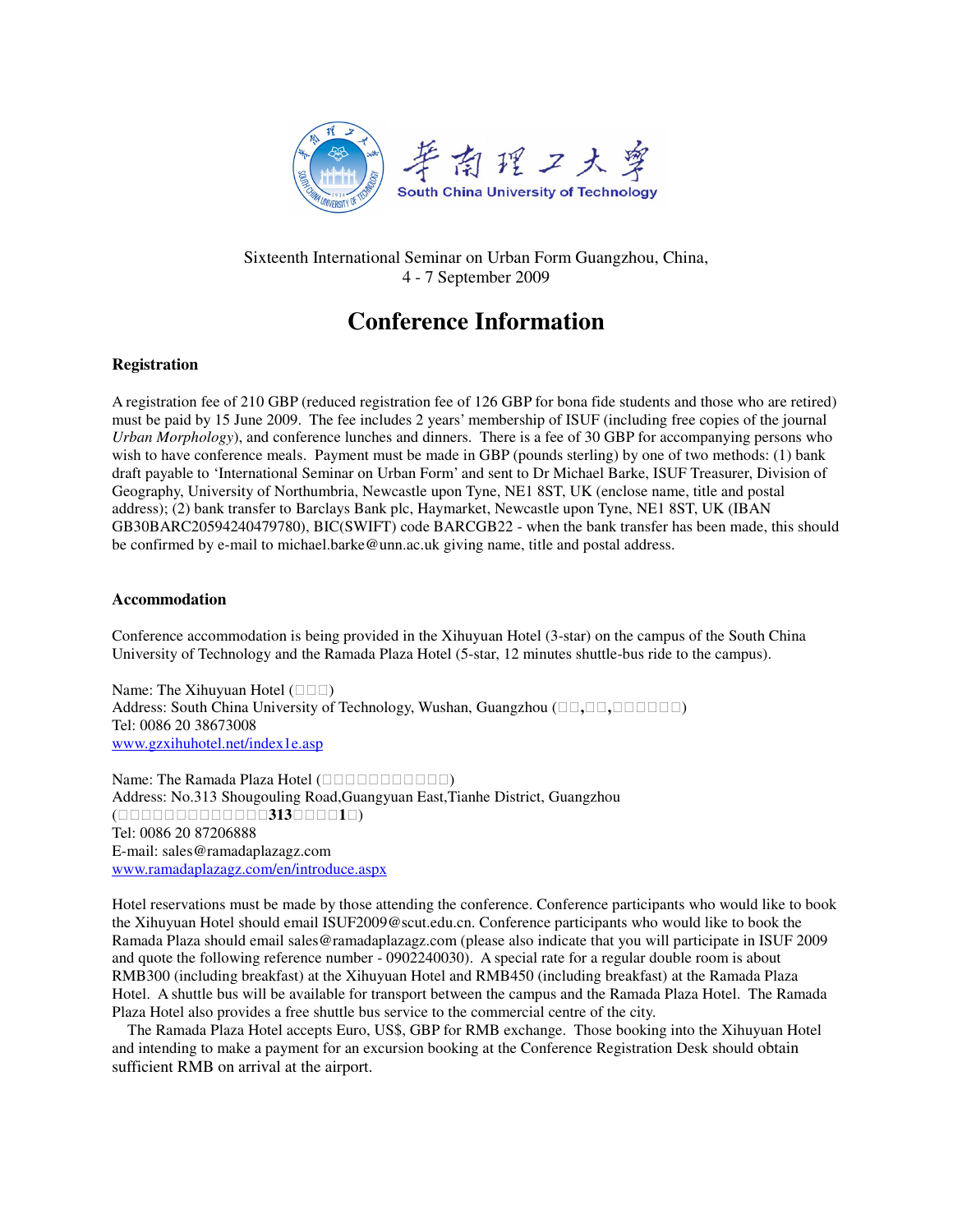South China University of Technology

Sixteenth International Seminar on Urban Form Guangzhou, China,
4 - 7 September 2009

# Conference Information

### Registration

A registration fee of 210 GBP (reduced registration fee of 126 GBP for bona fide students and those who are retired) must be paid by 15 June 2009. The fee includes 2 years' membership of ISUF (including free copies of the journal *Urban Morphology*), and conference lunches and dinners. There is a fee of 30 GBP for accompanying persons who wish to have conference meals. Payment must be made in GBP (pounds sterling) by one of two methods: (1) bank draft payable to 'International Seminar on Urban Form' and sent to Dr Michael Barke, ISUF Treasurer, Division of Geography, University of Northumbria, Newcastle upon Tyne, NE1 8ST, UK (enclose name, title and postal address); (2) bank transfer to Barclays Bank plc, Haymarket, Newcastle upon Tyne, NE1 8ST, UK (IBAN GB30BARC20594240479780), BIC(SWIFT) code BARCGB22 - when the bank transfer has been made, this should be confirmed by e-mail to michael.barke@unn.ac.uk giving name, title and postal address.

### Accommodation

Conference accommodation is being provided in the Xihuyuan Hotel (3-star) on the campus of the South China University of Technology and the Ramada Plaza Hotel (5-star, 12 minutes shuttle-bus ride to the campus).

Name: The Xihuyuan Hotel (□□□)
Address: South China University of Technology, Wushan, Guangzhou (□□,□□,□□□□□□)
Tel: 0086 20 38673008
www.gzxihuhotel.net/index1e.asp

Name: The Ramada Plaza Hotel (□□□□□□□□□□□)
Address: No.313 Shougouling Road,Guangyuan East,Tianhe District, Guangzhou
(□□□□□□□□□□□□□**313**□□□□**1**□)
Tel: 0086 20 87206888
E-mail: sales@ramadaplazagz.com
www.ramadaplazagz.com/en/introduce.aspx

Hotel reservations must be made by those attending the conference. Conference participants who would like to book the Xihuyuan Hotel should email ISUF2009@scut.edu.cn. Conference participants who would like to book the Ramada Plaza should email sales@ramadaplazagz.com (please also indicate that you will participate in ISUF 2009 and quote the following reference number - 0902240030). A special rate for a regular double room is about RMB300 (including breakfast) at the Xihuyuan Hotel and RMB450 (including breakfast) at the Ramada Plaza Hotel. A shuttle bus will be available for transport between the campus and the Ramada Plaza Hotel. The Ramada Plaza Hotel also provides a free shuttle bus service to the commercial centre of the city.

The Ramada Plaza Hotel accepts Euro, US$, GBP for RMB exchange. Those booking into the Xihuyuan Hotel and intending to make a payment for an excursion booking at the Conference Registration Desk should obtain sufficient RMB on arrival at the airport.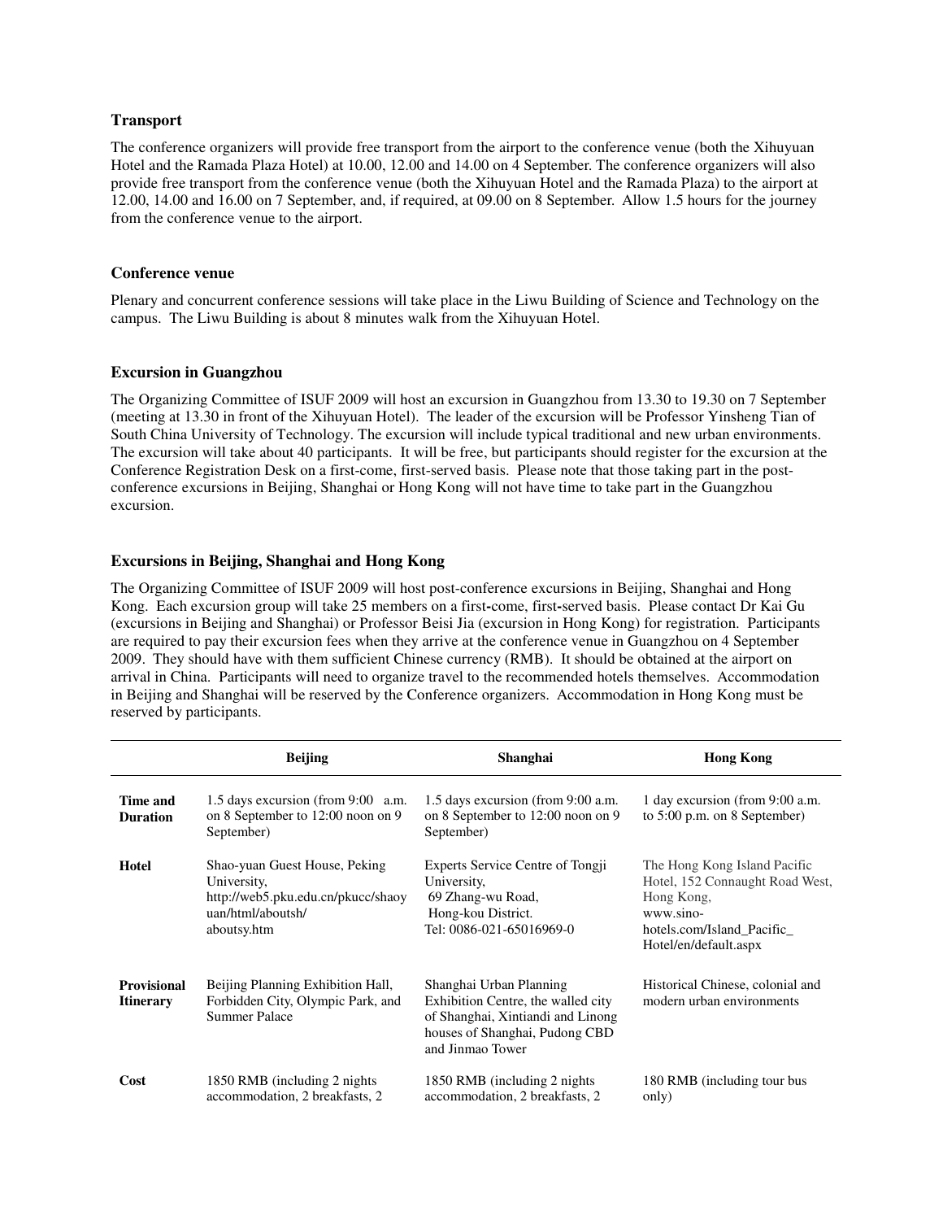### Transport

The conference organizers will provide free transport from the airport to the conference venue (both the Xihuyuan Hotel and the Ramada Plaza Hotel) at 10.00, 12.00 and 14.00 on 4 September. The conference organizers will also provide free transport from the conference venue (both the Xihuyuan Hotel and the Ramada Plaza) to the airport at 12.00, 14.00 and 16.00 on 7 September, and, if required, at 09.00 on 8 September. Allow 1.5 hours for the journey from the conference venue to the airport.

### Conference venue

Plenary and concurrent conference sessions will take place in the Liwu Building of Science and Technology on the campus. The Liwu Building is about 8 minutes walk from the Xihuyuan Hotel.

### Excursion in Guangzhou

The Organizing Committee of ISUF 2009 will host an excursion in Guangzhou from 13.30 to 19.30 on 7 September (meeting at 13.30 in front of the Xihuyuan Hotel). The leader of the excursion will be Professor Yinsheng Tian of South China University of Technology. The excursion will include typical traditional and new urban environments. The excursion will take about 40 participants. It will be free, but participants should register for the excursion at the Conference Registration Desk on a first-come, first-served basis. Please note that those taking part in the post-conference excursions in Beijing, Shanghai or Hong Kong will not have time to take part in the Guangzhou excursion.

### Excursions in Beijing, Shanghai and Hong Kong

The Organizing Committee of ISUF 2009 will host post-conference excursions in Beijing, Shanghai and Hong Kong. Each excursion group will take 25 members on a first-come, first-served basis. Please contact Dr Kai Gu (excursions in Beijing and Shanghai) or Professor Beisi Jia (excursion in Hong Kong) for registration. Participants are required to pay their excursion fees when they arrive at the conference venue in Guangzhou on 4 September 2009. They should have with them sufficient Chinese currency (RMB). It should be obtained at the airport on arrival in China. Participants will need to organize travel to the recommended hotels themselves. Accommodation in Beijing and Shanghai will be reserved by the Conference organizers. Accommodation in Hong Kong must be reserved by participants.

| | Beijing | Shanghai | Hong Kong |
|---|---|---|---|
| **Time and Duration** | 1.5 days excursion (from 9:00 a.m. on 8 September to 12:00 noon on 9 September) | 1.5 days excursion (from 9:00 a.m. on 8 September to 12:00 noon on 9 September) | 1 day excursion (from 9:00 a.m. to 5:00 p.m. on 8 September) |
| **Hotel** | Shao-yuan Guest House, Peking University, http://web5.pku.edu.cn/pkucc/shaoyuan/html/aboutsh/aboutsy.htm | Experts Service Centre of Tongji University, 69 Zhang-wu Road, Hong-kou District. Tel: 0086-021-65016969-0 | The Hong Kong Island Pacific Hotel, 152 Connaught Road West, Hong Kong, www.sino-hotels.com/Island_Pacific_Hotel/en/default.aspx |
| **Provisional Itinerary** | Beijing Planning Exhibition Hall, Forbidden City, Olympic Park, and Summer Palace | Shanghai Urban Planning Exhibition Centre, the walled city of Shanghai, Xintiandi and Linong houses of Shanghai, Pudong CBD and Jinmao Tower | Historical Chinese, colonial and modern urban environments |
| **Cost** | 1850 RMB (including 2 nights accommodation, 2 breakfasts, 2 | 1850 RMB (including 2 nights accommodation, 2 breakfasts, 2 | 180 RMB (including tour bus only) |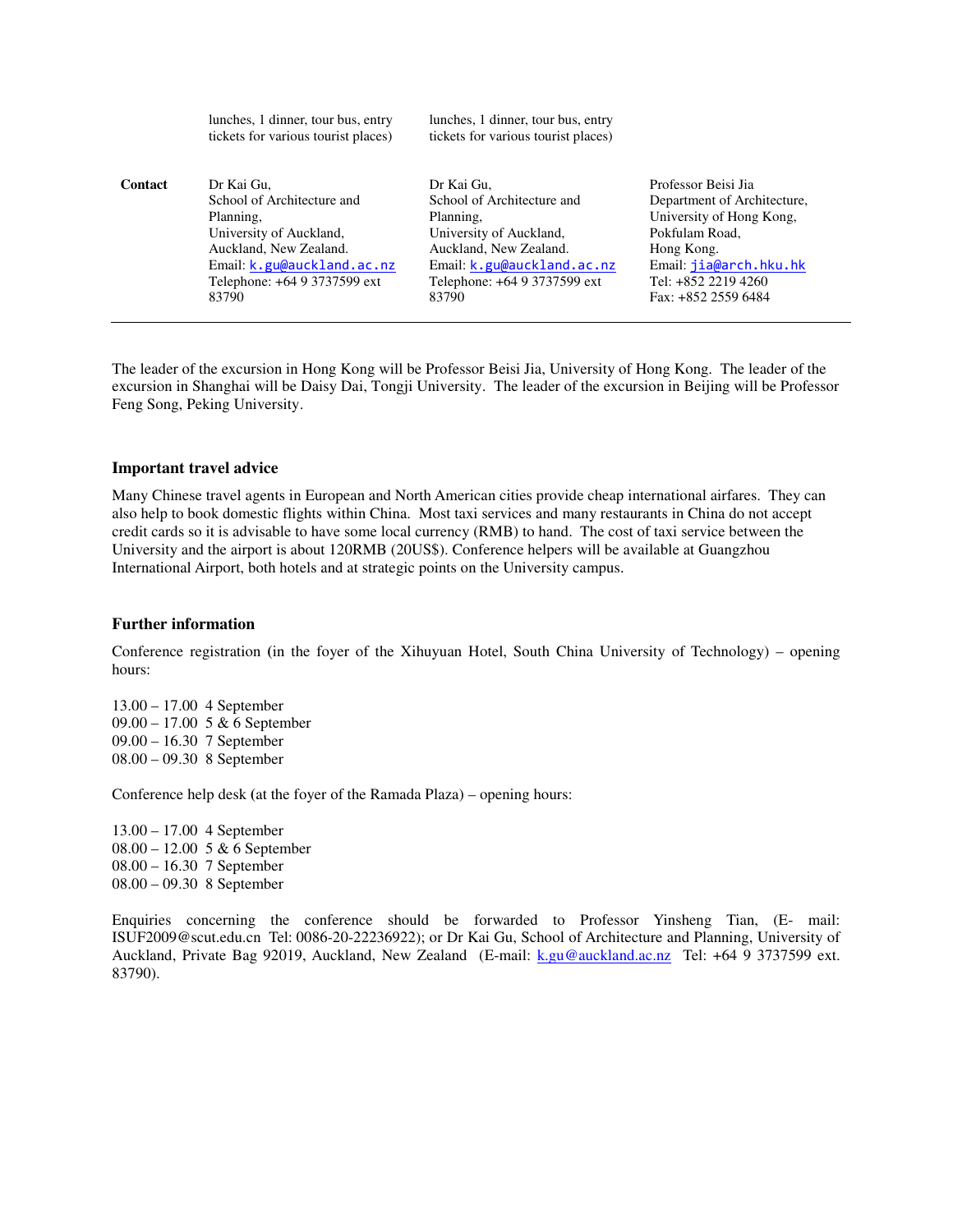| | | | |
|---|---|---|---|
| | lunches, 1 dinner, tour bus, entry tickets for various tourist places) | lunches, 1 dinner, tour bus, entry tickets for various tourist places) | |
| **Contact** | Dr Kai Gu, School of Architecture and Planning, University of Auckland, Auckland, New Zealand. Email: k.gu@auckland.ac.nz Telephone: +64 9 3737599 ext 83790 | Dr Kai Gu, School of Architecture and Planning, University of Auckland, Auckland, New Zealand. Email: k.gu@auckland.ac.nz Telephone: +64 9 3737599 ext 83790 | Professor Beisi Jia Department of Architecture, University of Hong Kong, Pokfulam Road, Hong Kong. Email: jia@arch.hku.hk Tel: +852 2219 4260 Fax: +852 2559 6484 |

The leader of the excursion in Hong Kong will be Professor Beisi Jia, University of Hong Kong. The leader of the excursion in Shanghai will be Daisy Dai, Tongji University. The leader of the excursion in Beijing will be Professor Feng Song, Peking University.

### Important travel advice

Many Chinese travel agents in European and North American cities provide cheap international airfares. They can also help to book domestic flights within China. Most taxi services and many restaurants in China do not accept credit cards so it is advisable to have some local currency (RMB) to hand. The cost of taxi service between the University and the airport is about 120RMB (20US$). Conference helpers will be available at Guangzhou International Airport, both hotels and at strategic points on the University campus.

### Further information

Conference registration (in the foyer of the Xihuyuan Hotel, South China University of Technology) – opening hours:

13.00 – 17.00 4 September
09.00 – 17.00 5 & 6 September
09.00 – 16.30 7 September
08.00 – 09.30 8 September

Conference help desk (at the foyer of the Ramada Plaza) – opening hours:

13.00 – 17.00 4 September
08.00 – 12.00 5 & 6 September
08.00 – 16.30 7 September
08.00 – 09.30 8 September

Enquiries concerning the conference should be forwarded to Professor Yinsheng Tian, (E- mail: ISUF2009@scut.edu.cn Tel: 0086-20-22236922); or Dr Kai Gu, School of Architecture and Planning, University of Auckland, Private Bag 92019, Auckland, New Zealand (E-mail: k.gu@auckland.ac.nz Tel: +64 9 3737599 ext. 83790).